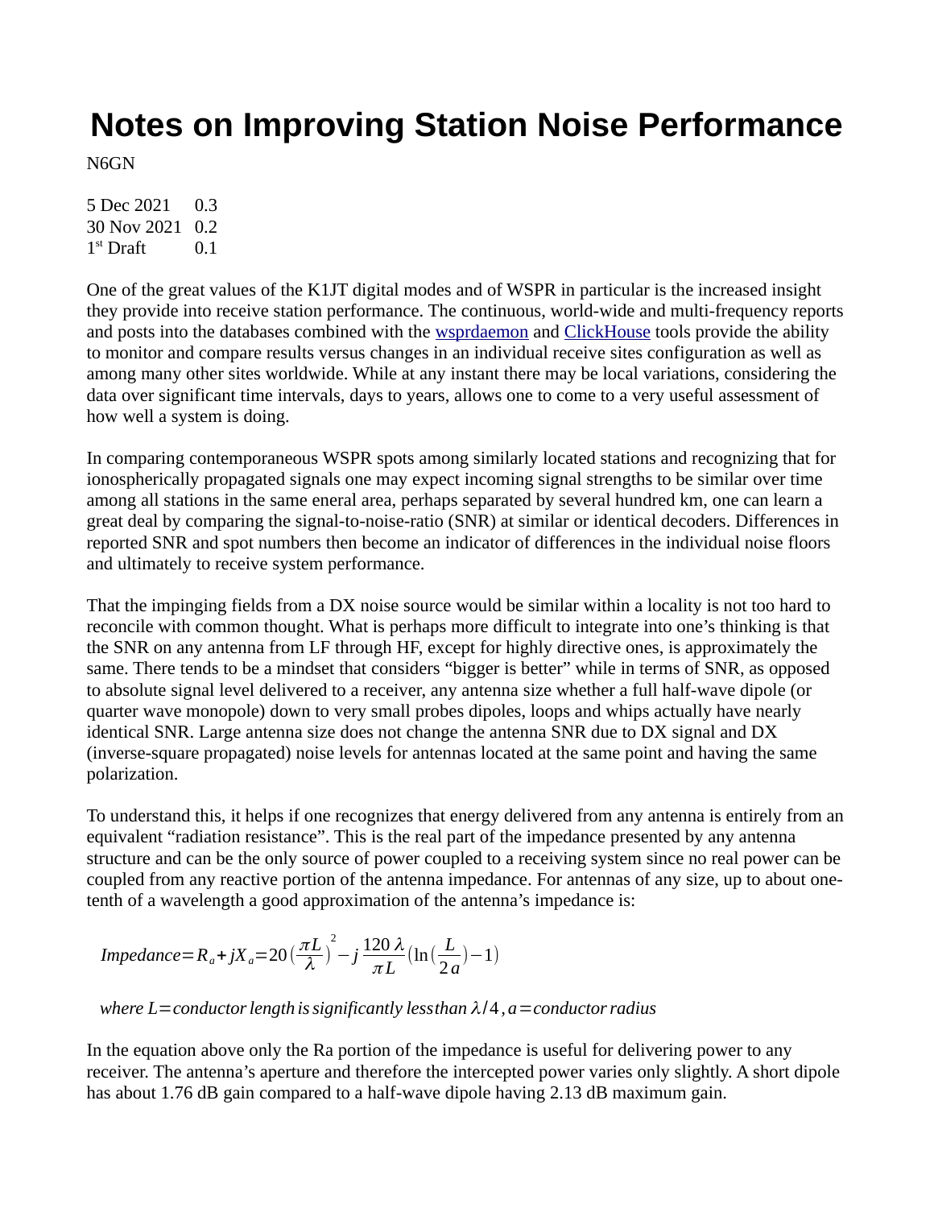# Notes on Improving Station Noise Performance

N6GN

5 Dec 2021 0.3
30 Nov 2021 0.2
1st Draft 0.1

One of the great values of the K1JT digital modes and of WSPR in particular is the increased insight they provide into receive station performance. The continuous, world-wide and multi-frequency reports and posts into the databases combined with the wsprdaemon and ClickHouse tools provide the ability to monitor and compare results versus changes in an individual receive sites configuration as well as among many other sites worldwide. While at any instant there may be local variations, considering the data over significant time intervals, days to years, allows one to come to a very useful assessment of how well a system is doing.

In comparing contemporaneous WSPR spots among similarly located stations and recognizing that for ionospherically propagated signals one may expect incoming signal strengths to be similar over time among all stations in the same eneral area, perhaps separated by several hundred km, one can learn a great deal by comparing the signal-to-noise-ratio (SNR) at similar or identical decoders. Differences in reported SNR and spot numbers then become an indicator of differences in the individual noise floors and ultimately to receive system performance.

That the impinging fields from a DX noise source would be similar within a locality is not too hard to reconcile with common thought. What is perhaps more difficult to integrate into one's thinking is that the SNR on any antenna from LF through HF, except for highly directive ones, is approximately the same. There tends to be a mindset that considers "bigger is better" while in terms of SNR, as opposed to absolute signal level delivered to a receiver, any antenna size whether a full half-wave dipole (or quarter wave monopole) down to very small probes dipoles, loops and whips actually have nearly identical SNR. Large antenna size does not change the antenna SNR due to DX signal and DX (inverse-square propagated) noise levels for antennas located at the same point and having the same polarization.

To understand this, it helps if one recognizes that energy delivered from any antenna is entirely from an equivalent "radiation resistance". This is the real part of the impedance presented by any antenna structure and can be the only source of power coupled to a receiving system since no real power can be coupled from any reactive portion of the antenna impedance. For antennas of any size, up to about one-tenth of a wavelength a good approximation of the antenna's impedance is:

$$Impedance = R_a + jX_a = 20\left(\frac{\pi L}{\lambda}\right)^2 - j\,\frac{120\,\lambda}{\pi L}\left(\ln\left(\frac{L}{2a}\right) - 1\right)$$

$$where\ L = conductor\ length\ is\ significantly\ less\ than\ \lambda/4,\ a = conductor\ radius$$

In the equation above only the Ra portion of the impedance is useful for delivering power to any receiver. The antenna's aperture and therefore the intercepted power varies only slightly. A short dipole has about 1.76 dB gain compared to a half-wave dipole having 2.13 dB maximum gain.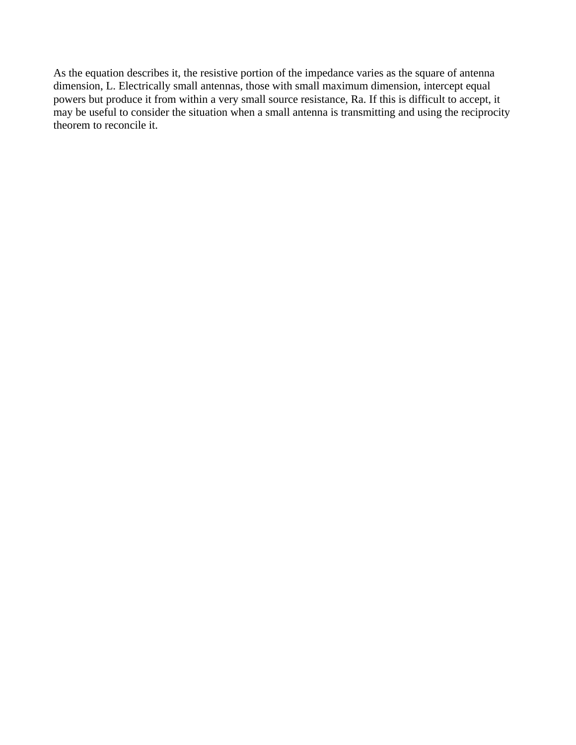As the equation describes it, the resistive portion of the impedance varies as the square of antenna dimension, L. Electrically small antennas, those with small maximum dimension, intercept equal powers but produce it from within a very small source resistance, Ra. If this is difficult to accept, it may be useful to consider the situation when a small antenna is transmitting and using the reciprocity theorem to reconcile it.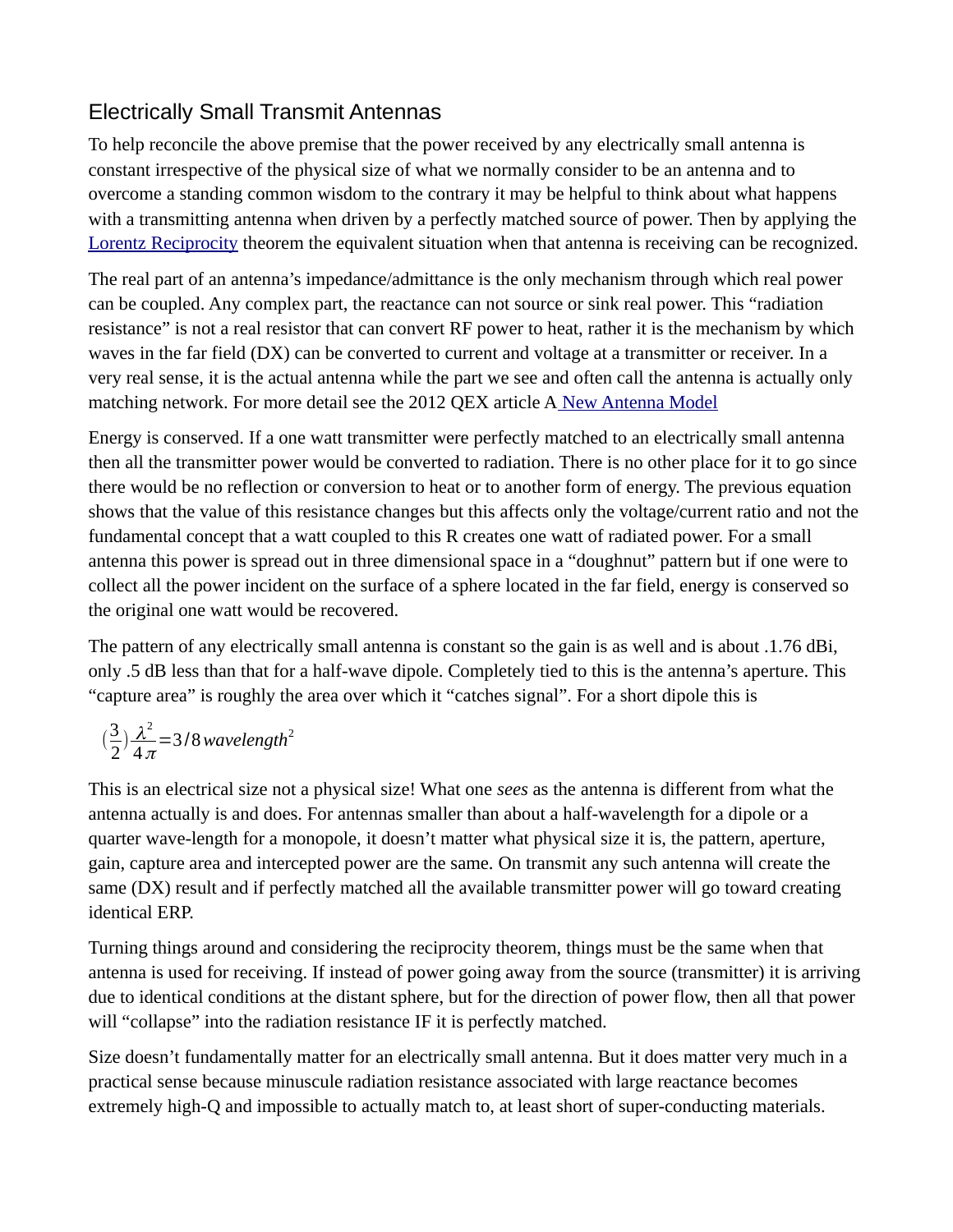## Electrically Small Transmit Antennas

To help reconcile the above premise that the power received by any electrically small antenna is constant irrespective of the physical size of what we normally consider to be an antenna and to overcome a standing common wisdom to the contrary it may be helpful to think about what happens with a transmitting antenna when driven by a perfectly matched source of power. Then by applying the Lorentz Reciprocity theorem the equivalent situation when that antenna is receiving can be recognized.

The real part of an antenna's impedance/admittance is the only mechanism through which real power can be coupled. Any complex part, the reactance can not source or sink real power. This "radiation resistance" is not a real resistor that can convert RF power to heat, rather it is the mechanism by which waves in the far field (DX) can be converted to current and voltage at a transmitter or receiver. In a very real sense, it is the actual antenna while the part we see and often call the antenna is actually only matching network. For more detail see the 2012 QEX article A New Antenna Model

Energy is conserved. If a one watt transmitter were perfectly matched to an electrically small antenna then all the transmitter power would be converted to radiation. There is no other place for it to go since there would be no reflection or conversion to heat or to another form of energy. The previous equation shows that the value of this resistance changes but this affects only the voltage/current ratio and not the fundamental concept that a watt coupled to this R creates one watt of radiated power. For a small antenna this power is spread out in three dimensional space in a "doughnut" pattern but if one were to collect all the power incident on the surface of a sphere located in the far field, energy is conserved so the original one watt would be recovered.

The pattern of any electrically small antenna is constant so the gain is as well and is about .1.76 dBi, only .5 dB less than that for a half-wave dipole. Completely tied to this is the antenna's aperture. This "capture area" is roughly the area over which it "catches signal". For a short dipole this is

$$\left(\frac{3}{2}\right)\frac{\lambda^2}{4\pi} = 3/8\, wavelength^2$$

This is an electrical size not a physical size! What one *sees* as the antenna is different from what the antenna actually is and does. For antennas smaller than about a half-wavelength for a dipole or a quarter wave-length for a monopole, it doesn't matter what physical size it is, the pattern, aperture, gain, capture area and intercepted power are the same. On transmit any such antenna will create the same (DX) result and if perfectly matched all the available transmitter power will go toward creating identical ERP.

Turning things around and considering the reciprocity theorem, things must be the same when that antenna is used for receiving. If instead of power going away from the source (transmitter) it is arriving due to identical conditions at the distant sphere, but for the direction of power flow, then all that power will "collapse" into the radiation resistance IF it is perfectly matched.

Size doesn't fundamentally matter for an electrically small antenna. But it does matter very much in a practical sense because minuscule radiation resistance associated with large reactance becomes extremely high-Q and impossible to actually match to, at least short of super-conducting materials.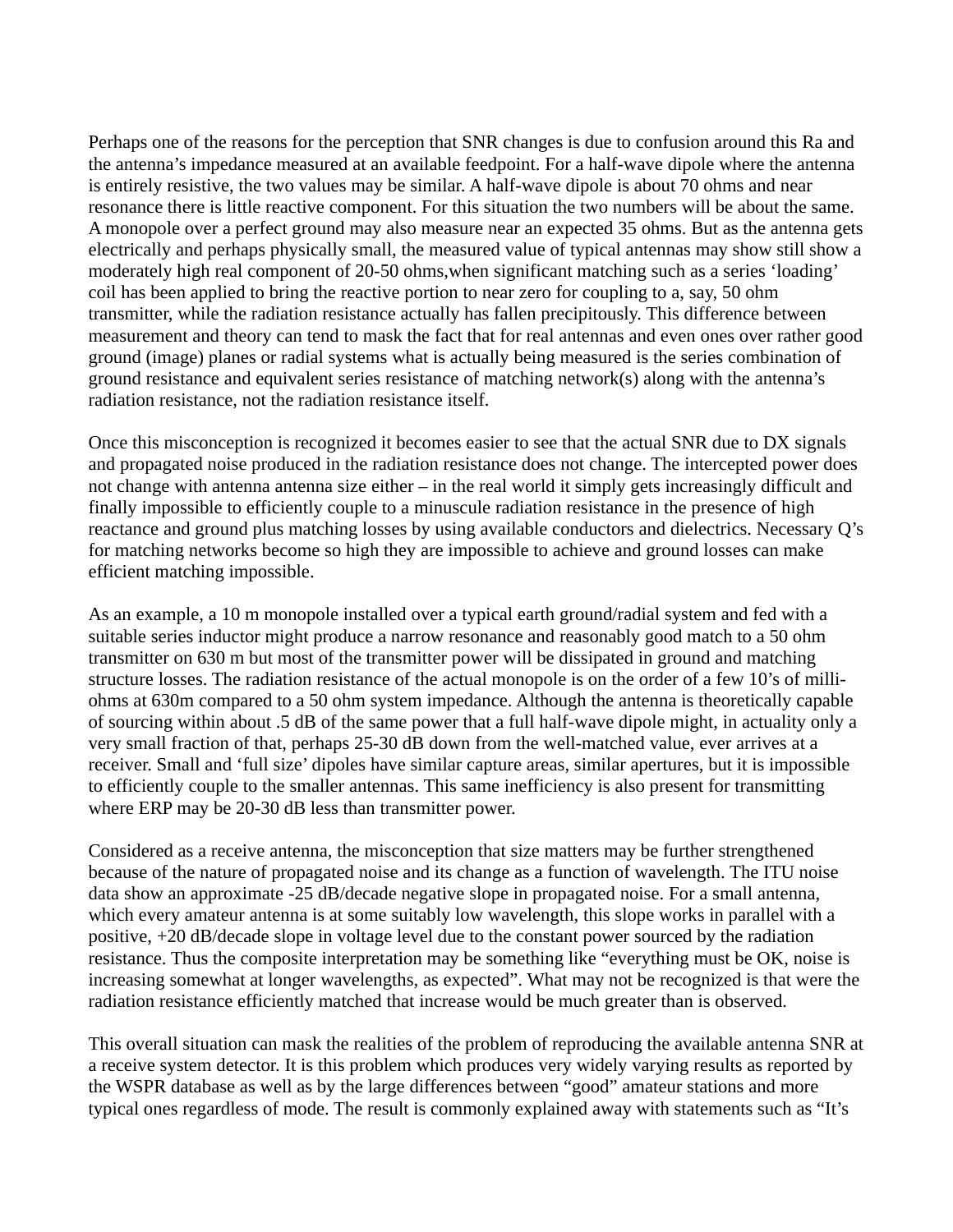Perhaps one of the reasons for the perception that SNR changes is due to confusion around this Ra and the antenna's impedance measured at an available feedpoint. For a half-wave dipole where the antenna is entirely resistive, the two values may be similar. A half-wave dipole is about 70 ohms and near resonance there is little reactive component. For this situation the two numbers will be about the same. A monopole over a perfect ground may also measure near an expected 35 ohms. But as the antenna gets electrically and perhaps physically small, the measured value of typical antennas may show still show a moderately high real component of 20-50 ohms,when significant matching such as a series 'loading' coil has been applied to bring the reactive portion to near zero for coupling to a, say, 50 ohm transmitter, while the radiation resistance actually has fallen precipitously. This difference between measurement and theory can tend to mask the fact that for real antennas and even ones over rather good ground (image) planes or radial systems what is actually being measured is the series combination of ground resistance and equivalent series resistance of matching network(s) along with the antenna's radiation resistance, not the radiation resistance itself.

Once this misconception is recognized it becomes easier to see that the actual SNR due to DX signals and propagated noise produced in the radiation resistance does not change. The intercepted power does not change with antenna antenna size either – in the real world it simply gets increasingly difficult and finally impossible to efficiently couple to a minuscule radiation resistance in the presence of high reactance and ground plus matching losses by using available conductors and dielectrics. Necessary Q's for matching networks become so high they are impossible to achieve and ground losses can make efficient matching impossible.

As an example, a 10 m monopole installed over a typical earth ground/radial system and fed with a suitable series inductor might produce a narrow resonance and reasonably good match to a 50 ohm transmitter on 630 m but most of the transmitter power will be dissipated in ground and matching structure losses. The radiation resistance of the actual monopole is on the order of a few 10's of milli-ohms at 630m compared to a 50 ohm system impedance. Although the antenna is theoretically capable of sourcing within about .5 dB of the same power that a full half-wave dipole might, in actuality only a very small fraction of that, perhaps 25-30 dB down from the well-matched value, ever arrives at a receiver. Small and 'full size' dipoles have similar capture areas, similar apertures, but it is impossible to efficiently couple to the smaller antennas. This same inefficiency is also present for transmitting where ERP may be 20-30 dB less than transmitter power.

Considered as a receive antenna, the misconception that size matters may be further strengthened because of the nature of propagated noise and its change as a function of wavelength. The ITU noise data show an approximate -25 dB/decade negative slope in propagated noise. For a small antenna, which every amateur antenna is at some suitably low wavelength, this slope works in parallel with a positive, +20 dB/decade slope in voltage level due to the constant power sourced by the radiation resistance. Thus the composite interpretation may be something like "everything must be OK, noise is increasing somewhat at longer wavelengths, as expected". What may not be recognized is that were the radiation resistance efficiently matched that increase would be much greater than is observed.

This overall situation can mask the realities of the problem of reproducing the available antenna SNR at a receive system detector. It is this problem which produces very widely varying results as reported by the WSPR database as well as by the large differences between "good" amateur stations and more typical ones regardless of mode. The result is commonly explained away with statements such as "It's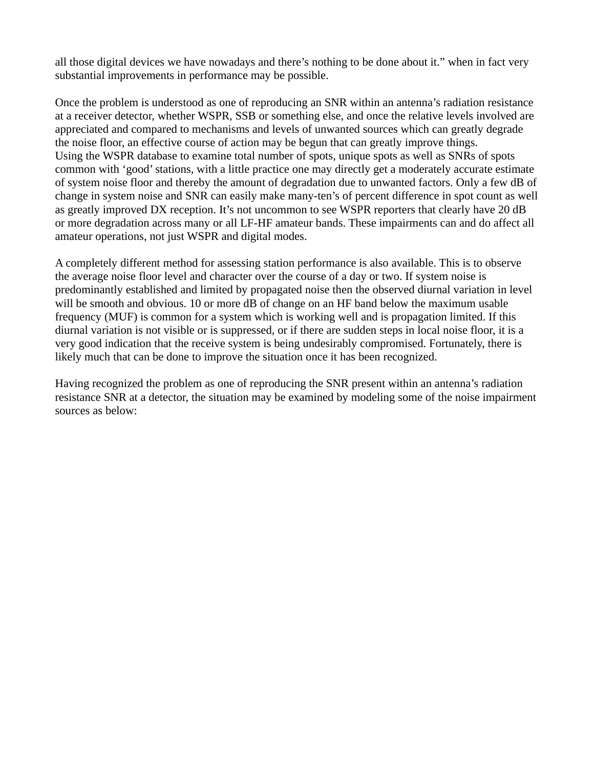all those digital devices we have nowadays and there's nothing to be done about it." when in fact very substantial improvements in performance may be possible.

Once the problem is understood as one of reproducing an SNR within an antenna's radiation resistance at a receiver detector, whether WSPR, SSB or something else, and once the relative levels involved are appreciated and compared to mechanisms and levels of unwanted sources which can greatly degrade the noise floor, an effective course of action may be begun that can greatly improve things.
Using the WSPR database to examine total number of spots, unique spots as well as SNRs of spots common with 'good' stations, with a little practice one may directly get a moderately accurate estimate of system noise floor and thereby the amount of degradation due to unwanted factors. Only a few dB of change in system noise and SNR can easily make many-ten's of percent difference in spot count as well as greatly improved DX reception. It's not uncommon to see WSPR reporters that clearly have 20 dB or more degradation across many or all LF-HF amateur bands. These impairments can and do affect all amateur operations, not just WSPR and digital modes.

A completely different method for assessing station performance is also available. This is to observe the average noise floor level and character over the course of a day or two. If system noise is predominantly established and limited by propagated noise then the observed diurnal variation in level will be smooth and obvious. 10 or more dB of change on an HF band below the maximum usable frequency (MUF) is common for a system which is working well and is propagation limited. If this diurnal variation is not visible or is suppressed, or if there are sudden steps in local noise floor, it is a very good indication that the receive system is being undesirably compromised. Fortunately, there is likely much that can be done to improve the situation once it has been recognized.

Having recognized the problem as one of reproducing the SNR present within an antenna's radiation resistance SNR at a detector, the situation may be examined by modeling some of the noise impairment sources as below: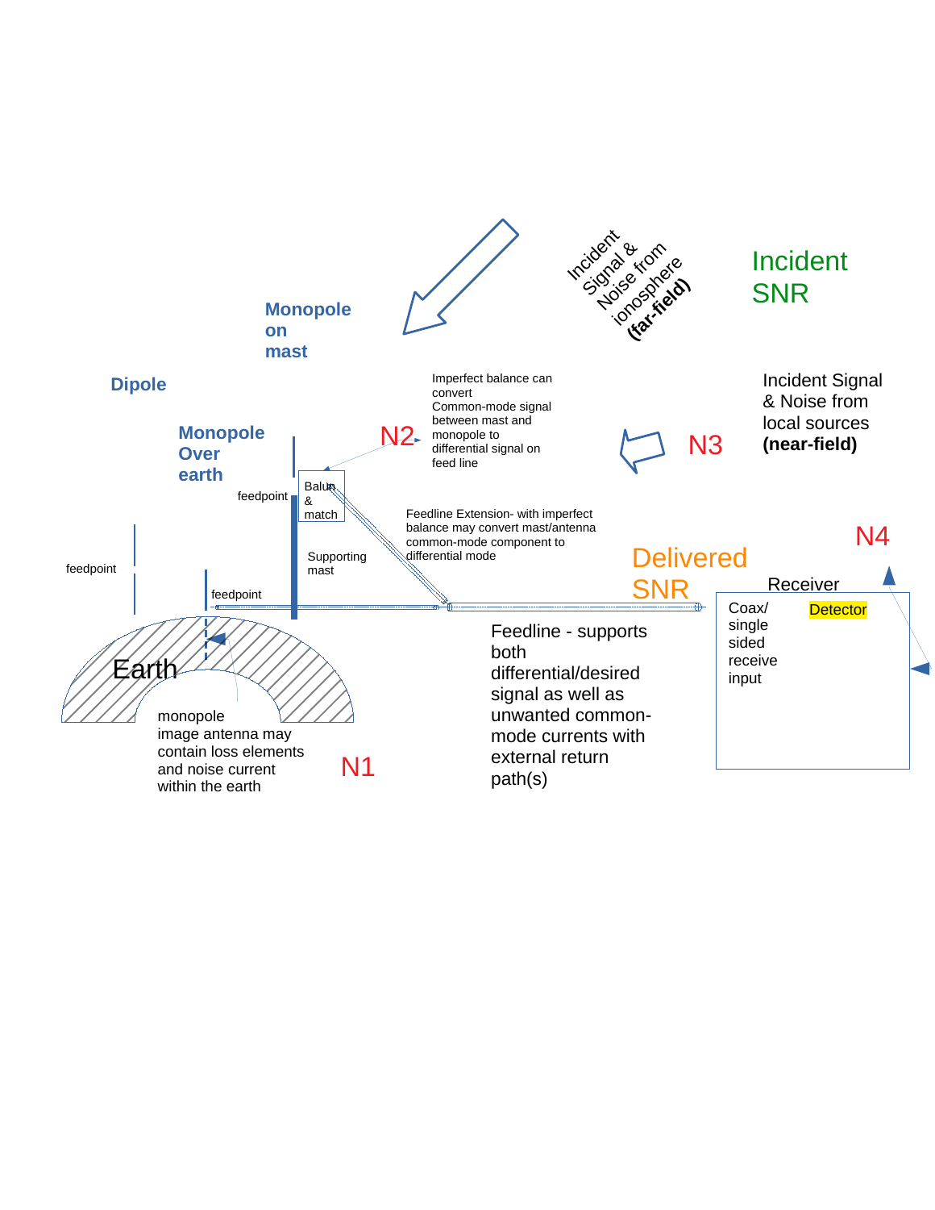Incident Signal & Noise from ionosphere **(far-field)**

Incident SNR

Monopole on mast

Dipole

Imperfect balance can convert Common-mode signal between mast and monopole to differential signal on feed line

N2

N3

Incident Signal & Noise from local sources **(near-field)**

Monopole Over earth

feedpoint

Balun & match

Feedline Extension- with imperfect balance may convert mast/antenna common-mode component to differential mode

Delivered SNR

N4

feedpoint

Supporting mast

Receiver

feedpoint

Coax/ single sided receive input

Detector

Earth

Feedline - supports both differential/desired signal as well as unwanted common-mode currents with external return path(s)

monopole image antenna may contain loss elements and noise current within the earth

N1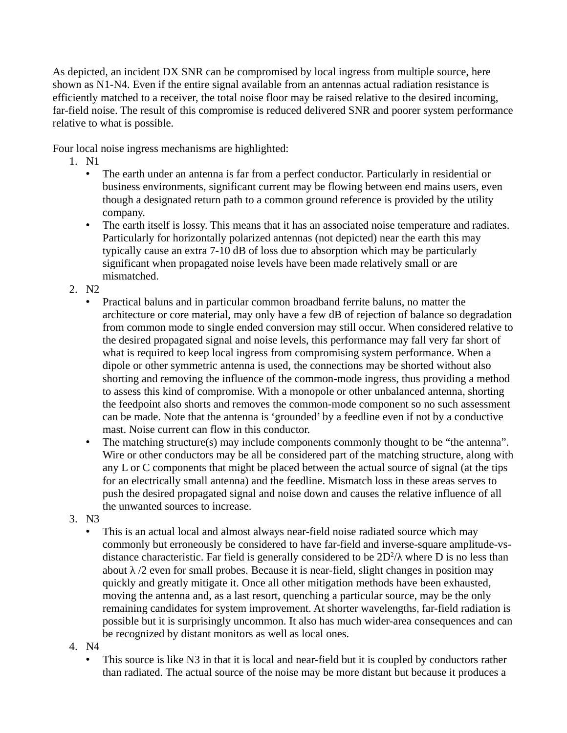As depicted, an incident DX SNR can be compromised by local ingress from multiple source, here shown as N1-N4. Even if the entire signal available from an antennas actual radiation resistance is efficiently matched to a receiver, the total noise floor may be raised relative to the desired incoming, far-field noise. The result of this compromise is reduced delivered SNR and poorer system performance relative to what is possible.

Four local noise ingress mechanisms are highlighted:

1. N1
   - The earth under an antenna is far from a perfect conductor. Particularly in residential or business environments, significant current may be flowing between end mains users, even though a designated return path to a common ground reference is provided by the utility company.
   - The earth itself is lossy. This means that it has an associated noise temperature and radiates. Particularly for horizontally polarized antennas (not depicted) near the earth this may typically cause an extra 7-10 dB of loss due to absorption which may be particularly significant when propagated noise levels have been made relatively small or are mismatched.
2. N2
   - Practical baluns and in particular common broadband ferrite baluns, no matter the architecture or core material, may only have a few dB of rejection of balance so degradation from common mode to single ended conversion may still occur. When considered relative to the desired propagated signal and noise levels, this performance may fall very far short of what is required to keep local ingress from compromising system performance. When a dipole or other symmetric antenna is used, the connections may be shorted without also shorting and removing the influence of the common-mode ingress, thus providing a method to assess this kind of compromise. With a monopole or other unbalanced antenna, shorting the feedpoint also shorts and removes the common-mode component so no such assessment can be made. Note that the antenna is 'grounded' by a feedline even if not by a conductive mast. Noise current can flow in this conductor.
   - The matching structure(s) may include components commonly thought to be "the antenna". Wire or other conductors may be all be considered part of the matching structure, along with any L or C components that might be placed between the actual source of signal (at the tips for an electrically small antenna) and the feedline. Mismatch loss in these areas serves to push the desired propagated signal and noise down and causes the relative influence of all the unwanted sources to increase.
3. N3
   - This is an actual local and almost always near-field noise radiated source which may commonly but erroneously be considered to have far-field and inverse-square amplitude-vs-distance characteristic. Far field is generally considered to be $2D^2/\lambda$ where D is no less than about $\lambda$ /2 even for small probes. Because it is near-field, slight changes in position may quickly and greatly mitigate it. Once all other mitigation methods have been exhausted, moving the antenna and, as a last resort, quenching a particular source, may be the only remaining candidates for system improvement. At shorter wavelengths, far-field radiation is possible but it is surprisingly uncommon. It also has much wider-area consequences and can be recognized by distant monitors as well as local ones.
4. N4
   - This source is like N3 in that it is local and near-field but it is coupled by conductors rather than radiated. The actual source of the noise may be more distant but because it produces a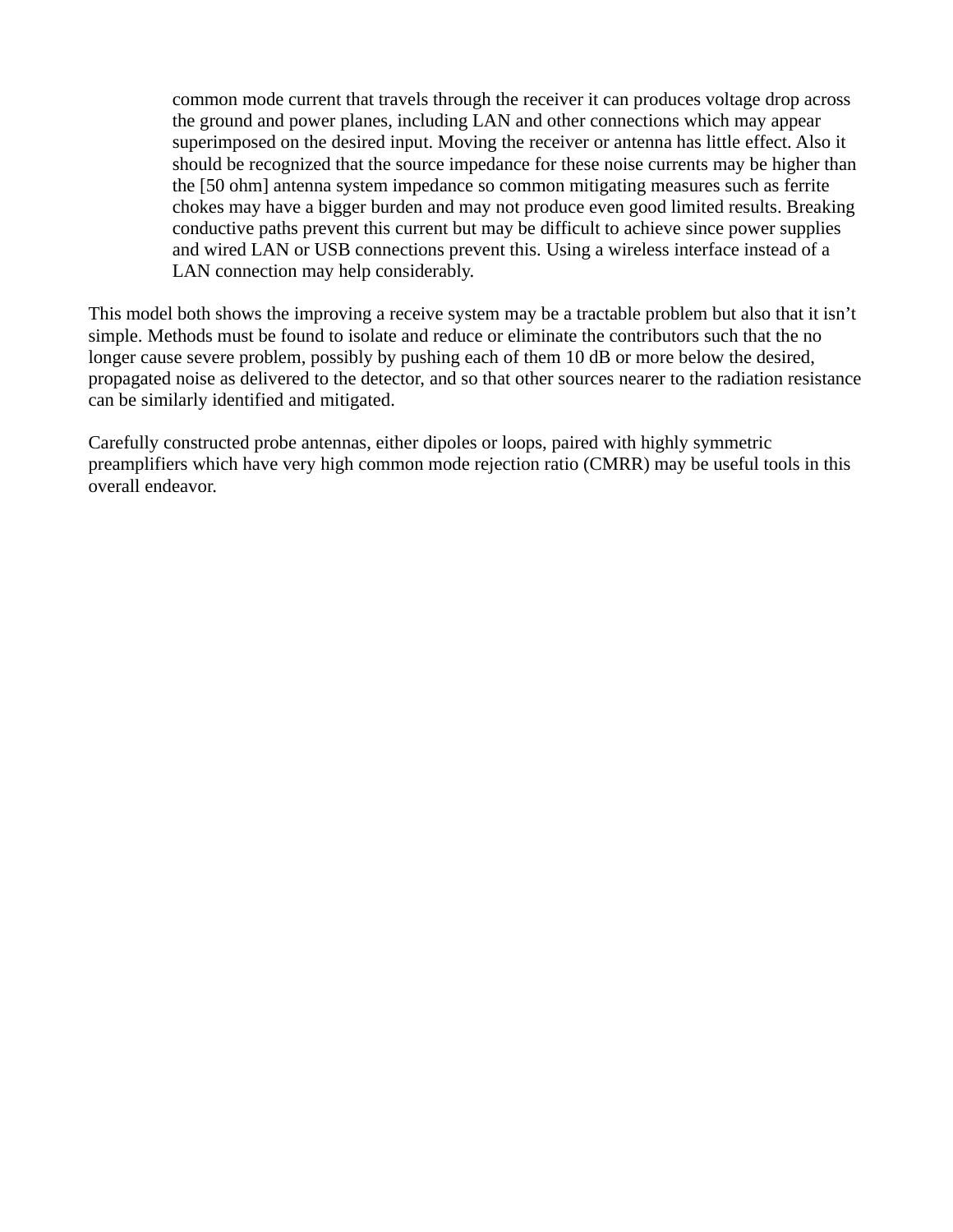> common mode current that travels through the receiver it can produces voltage drop across the ground and power planes, including LAN and other connections which may appear superimposed on the desired input. Moving the receiver or antenna has little effect. Also it should be recognized that the source impedance for these noise currents may be higher than the [50 ohm] antenna system impedance so common mitigating measures such as ferrite chokes may have a bigger burden and may not produce even good limited results. Breaking conductive paths prevent this current but may be difficult to achieve since power supplies and wired LAN or USB connections prevent this. Using a wireless interface instead of a LAN connection may help considerably.

This model both shows the improving a receive system may be a tractable problem but also that it isn't simple. Methods must be found to isolate and reduce or eliminate the contributors such that the no longer cause severe problem, possibly by pushing each of them 10 dB or more below the desired, propagated noise as delivered to the detector, and so that other sources nearer to the radiation resistance can be similarly identified and mitigated.

Carefully constructed probe antennas, either dipoles or loops, paired with highly symmetric preamplifiers which have very high common mode rejection ratio (CMRR) may be useful tools in this overall endeavor.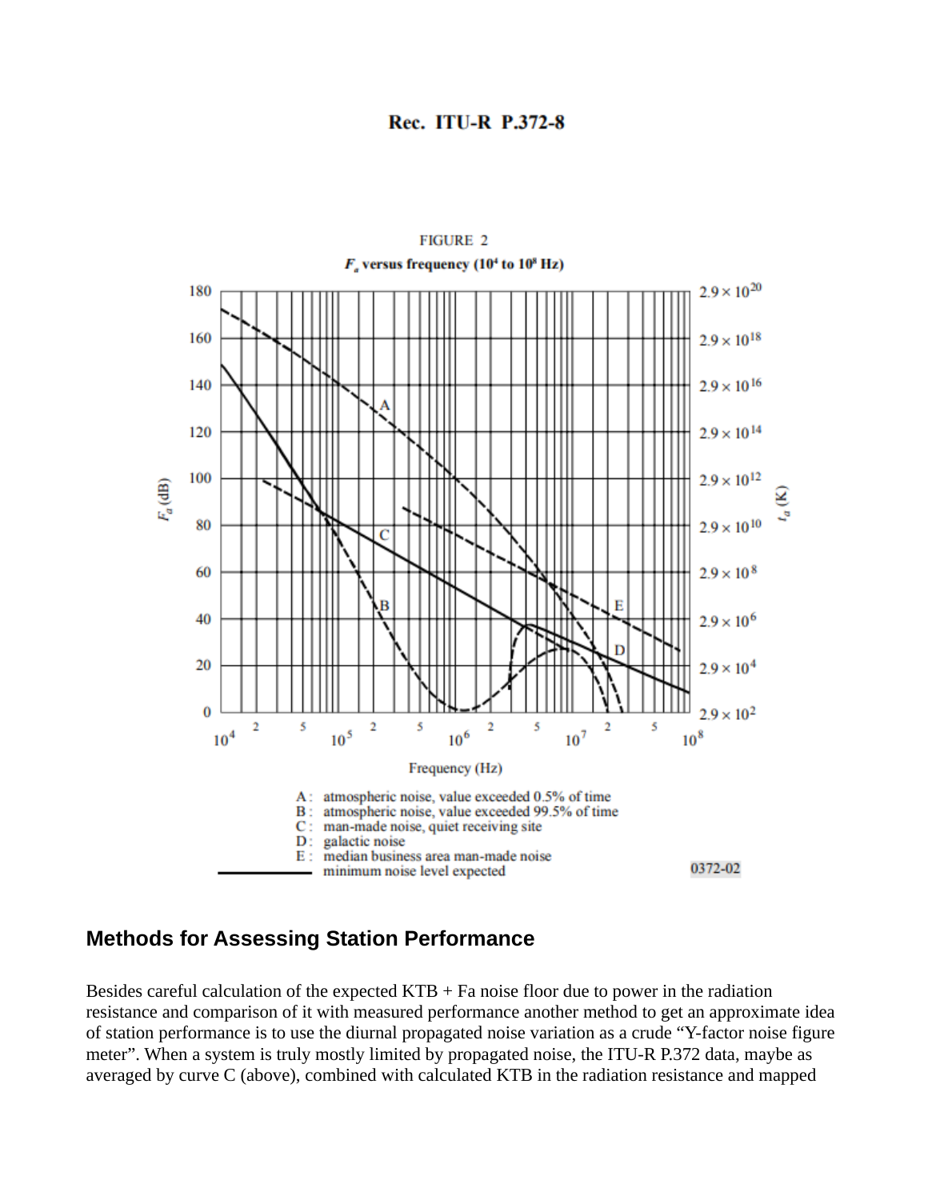Rec. ITU-R P.372-8

FIGURE 2

$F_a$ versus frequency ($10^4$ to $10^8$ Hz)

A: atmospheric noise, value exceeded 0.5% of time
B: atmospheric noise, value exceeded 99.5% of time
C: man-made noise, quiet receiving site
D: galactic noise
E: median business area man-made noise
—— minimum noise level expected

0372-02

## Methods for Assessing Station Performance

Besides careful calculation of the expected KTB + Fa noise floor due to power in the radiation resistance and comparison of it with measured performance another method to get an approximate idea of station performance is to use the diurnal propagated noise variation as a crude "Y-factor noise figure meter". When a system is truly mostly limited by propagated noise, the ITU-R P.372 data, maybe as averaged by curve C (above), combined with calculated KTB in the radiation resistance and mapped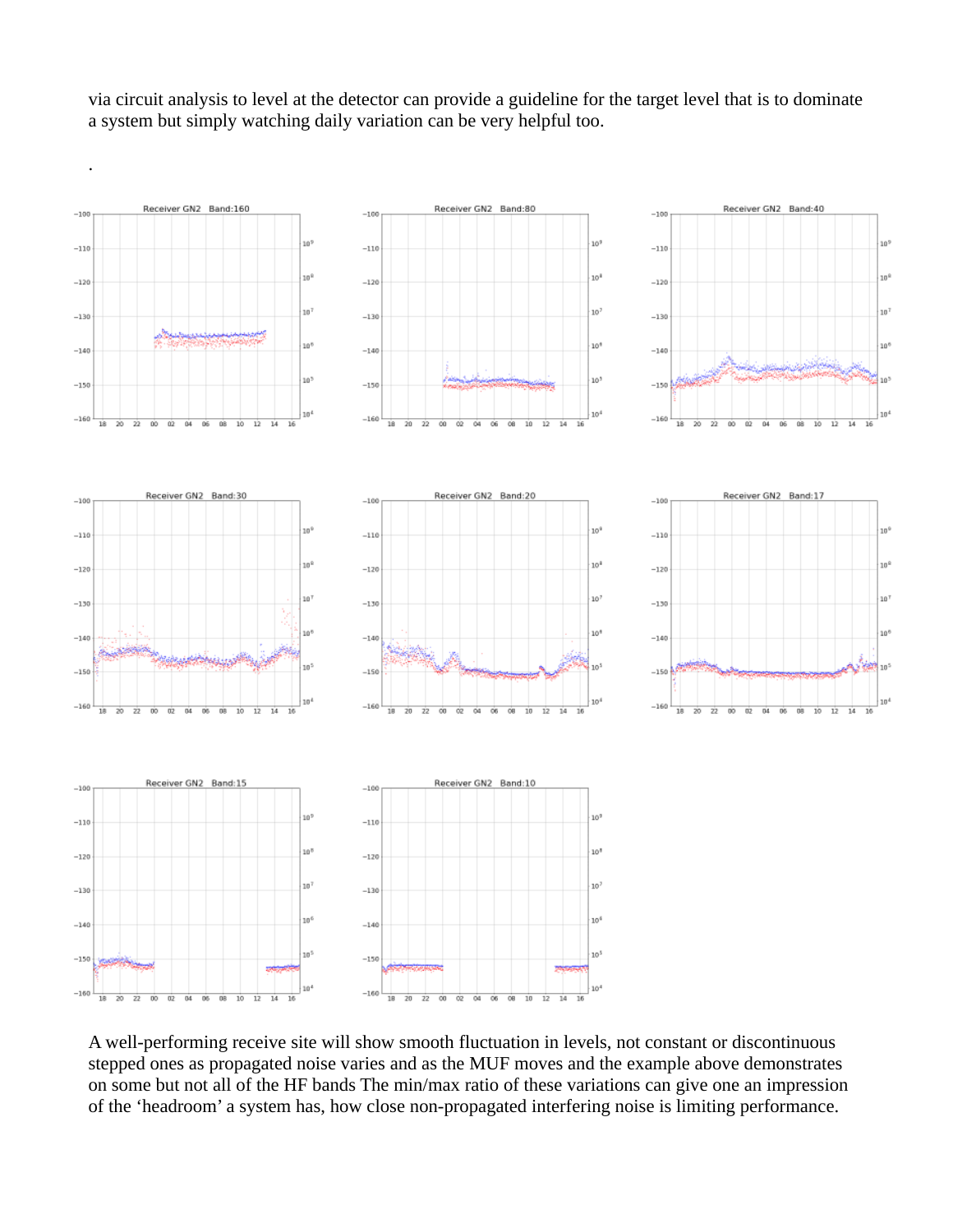via circuit analysis to level at the detector can provide a guideline for the target level that is to dominate a system but simply watching daily variation can be very helpful too.

.

A well-performing receive site will show smooth fluctuation in levels, not constant or discontinuous stepped ones as propagated noise varies and as the MUF moves and the example above demonstrates on some but not all of the HF bands The min/max ratio of these variations can give one an impression of the 'headroom' a system has, how close non-propagated interfering noise is limiting performance.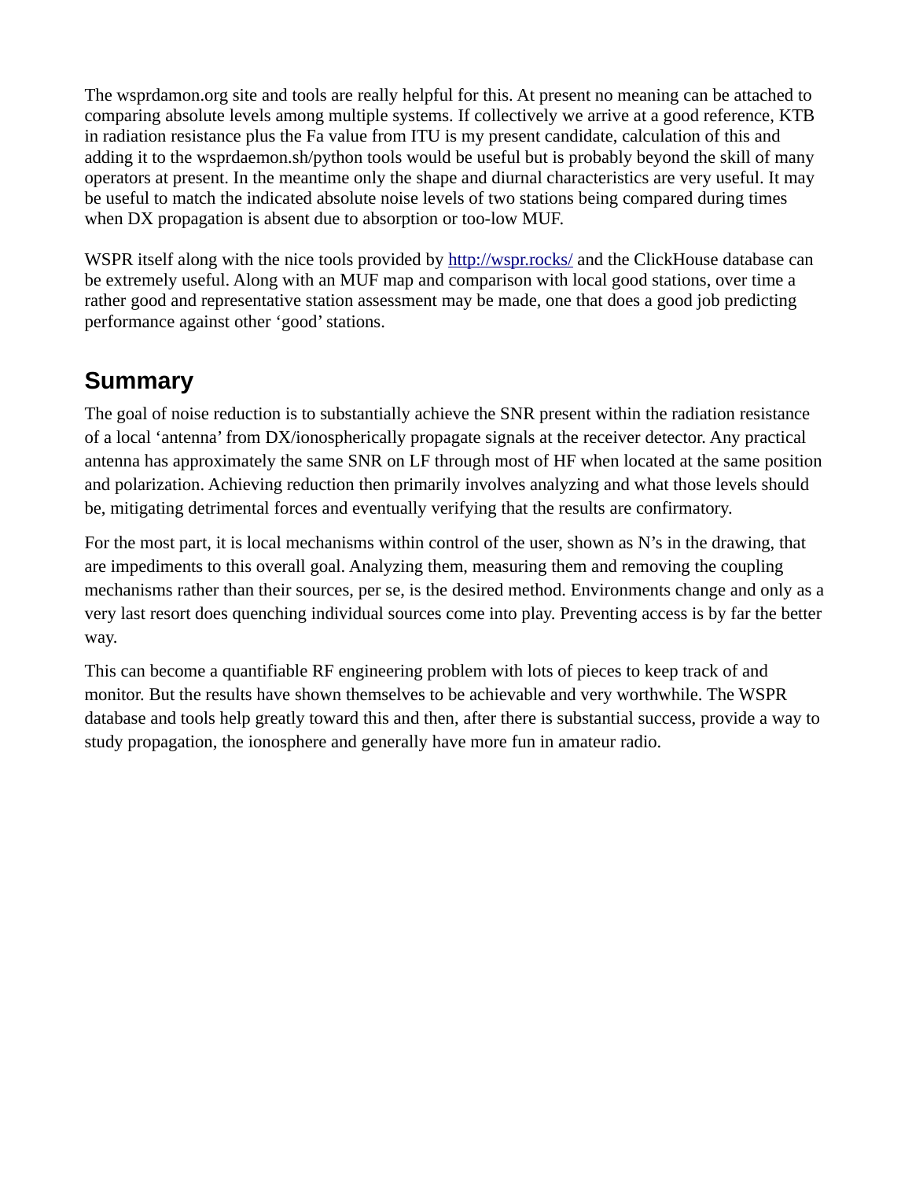The wsprdamon.org site and tools are really helpful for this. At present no meaning can be attached to comparing absolute levels among multiple systems. If collectively we arrive at a good reference, KTB in radiation resistance plus the Fa value from ITU is my present candidate, calculation of this and adding it to the wsprdaemon.sh/python tools would be useful but is probably beyond the skill of many operators at present. In the meantime only the shape and diurnal characteristics are very useful. It may be useful to match the indicated absolute noise levels of two stations being compared during times when DX propagation is absent due to absorption or too-low MUF.

WSPR itself along with the nice tools provided by [http://wspr.rocks/](http://wspr.rocks/) and the ClickHouse database can be extremely useful. Along with an MUF map and comparison with local good stations, over time a rather good and representative station assessment may be made, one that does a good job predicting performance against other 'good' stations.

## Summary

The goal of noise reduction is to substantially achieve the SNR present within the radiation resistance of a local 'antenna' from DX/ionospherically propagate signals at the receiver detector. Any practical antenna has approximately the same SNR on LF through most of HF when located at the same position and polarization. Achieving reduction then primarily involves analyzing and what those levels should be, mitigating detrimental forces and eventually verifying that the results are confirmatory.

For the most part, it is local mechanisms within control of the user, shown as N's in the drawing, that are impediments to this overall goal. Analyzing them, measuring them and removing the coupling mechanisms rather than their sources, per se, is the desired method. Environments change and only as a very last resort does quenching individual sources come into play. Preventing access is by far the better way.

This can become a quantifiable RF engineering problem with lots of pieces to keep track of and monitor. But the results have shown themselves to be achievable and very worthwhile. The WSPR database and tools help greatly toward this and then, after there is substantial success, provide a way to study propagation, the ionosphere and generally have more fun in amateur radio.